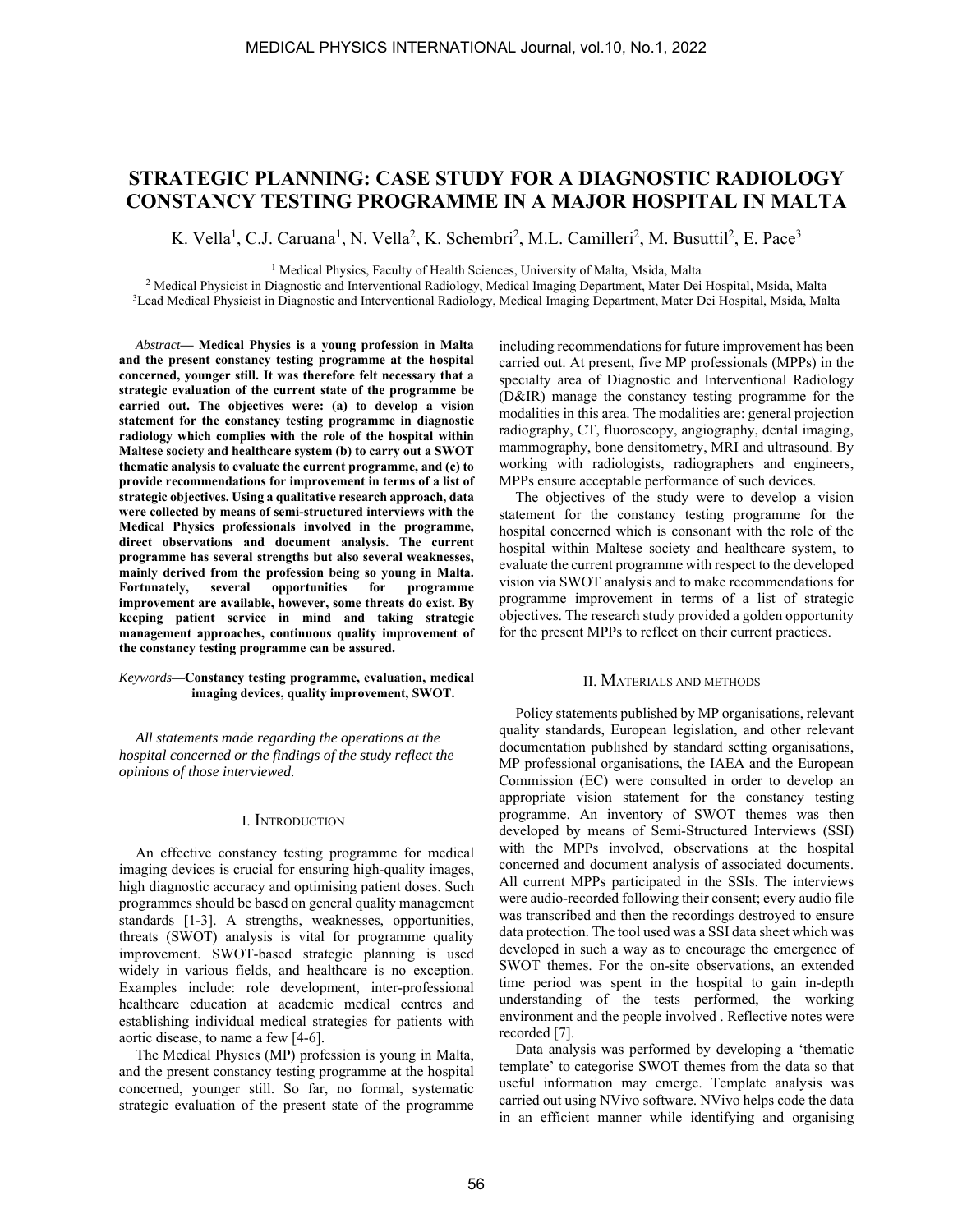# STRATEGIC PLANNING: CASE STUDY FOR A DIAGNOSTIC RADIOLOGY CONSTANCY TESTING PROGRAMME IN A MAJOR HOSPITAL IN MALTA

K. Vella[1], C.J. Caruana[1], N. Vella[2], K. Schembri[2], M.L. Camilleri[2], M. Busuttil[2], E. Pace[3]

[1] Medical Physics, Faculty of Health Sciences, University of Malta, Msida, Malta
[2] Medical Physicist in Diagnostic and Interventional Radiology, Medical Imaging Department, Mater Dei Hospital, Msida, Malta
[3] Lead Medical Physicist in Diagnostic and Interventional Radiology, Medical Imaging Department, Mater Dei Hospital, Msida, Malta

*Abstract*— **Medical Physics is a young profession in Malta and the present constancy testing programme at the hospital concerned, younger still. It was therefore felt necessary that a strategic evaluation of the current state of the programme be carried out. The objectives were: (a) to develop a vision statement for the constancy testing programme in diagnostic radiology which complies with the role of the hospital within Maltese society and healthcare system (b) to carry out a SWOT thematic analysis to evaluate the current programme, and (c) to provide recommendations for improvement in terms of a list of strategic objectives. Using a qualitative research approach, data were collected by means of semi-structured interviews with the Medical Physics professionals involved in the programme, direct observations and document analysis. The current programme has several strengths but also several weaknesses, mainly derived from the profession being so young in Malta. Fortunately, several opportunities for programme improvement are available, however, some threats do exist. By keeping patient service in mind and taking strategic management approaches, continuous quality improvement of the constancy testing programme can be assured.**

*Keywords*—**Constancy testing programme, evaluation, medical imaging devices, quality improvement, SWOT.**

*All statements made regarding the operations at the hospital concerned or the findings of the study reflect the opinions of those interviewed.*

## I. INTRODUCTION

An effective constancy testing programme for medical imaging devices is crucial for ensuring high-quality images, high diagnostic accuracy and optimising patient doses. Such programmes should be based on general quality management standards [1-3]. A strengths, weaknesses, opportunities, threats (SWOT) analysis is vital for programme quality improvement. SWOT-based strategic planning is used widely in various fields, and healthcare is no exception. Examples include: role development, inter-professional healthcare education at academic medical centres and establishing individual medical strategies for patients with aortic disease, to name a few [4-6].

The Medical Physics (MP) profession is young in Malta, and the present constancy testing programme at the hospital concerned, younger still. So far, no formal, systematic strategic evaluation of the present state of the programme including recommendations for future improvement has been carried out. At present, five MP professionals (MPPs) in the specialty area of Diagnostic and Interventional Radiology (D&IR) manage the constancy testing programme for the modalities in this area. The modalities are: general projection radiography, CT, fluoroscopy, angiography, dental imaging, mammography, bone densitometry, MRI and ultrasound. By working with radiologists, radiographers and engineers, MPPs ensure acceptable performance of such devices.

The objectives of the study were to develop a vision statement for the constancy testing programme for the hospital concerned which is consonant with the role of the hospital within Maltese society and healthcare system, to evaluate the current programme with respect to the developed vision via SWOT analysis and to make recommendations for programme improvement in terms of a list of strategic objectives. The research study provided a golden opportunity for the present MPPs to reflect on their current practices.

## II. MATERIALS AND METHODS

Policy statements published by MP organisations, relevant quality standards, European legislation, and other relevant documentation published by standard setting organisations, MP professional organisations, the IAEA and the European Commission (EC) were consulted in order to develop an appropriate vision statement for the constancy testing programme. An inventory of SWOT themes was then developed by means of Semi-Structured Interviews (SSI) with the MPPs involved, observations at the hospital concerned and document analysis of associated documents. All current MPPs participated in the SSIs. The interviews were audio-recorded following their consent; every audio file was transcribed and then the recordings destroyed to ensure data protection. The tool used was a SSI data sheet which was developed in such a way as to encourage the emergence of SWOT themes. For the on-site observations, an extended time period was spent in the hospital to gain in-depth understanding of the tests performed, the working environment and the people involved . Reflective notes were recorded [7].

Data analysis was performed by developing a 'thematic template' to categorise SWOT themes from the data so that useful information may emerge. Template analysis was carried out using NVivo software. NVivo helps code the data in an efficient manner while identifying and organising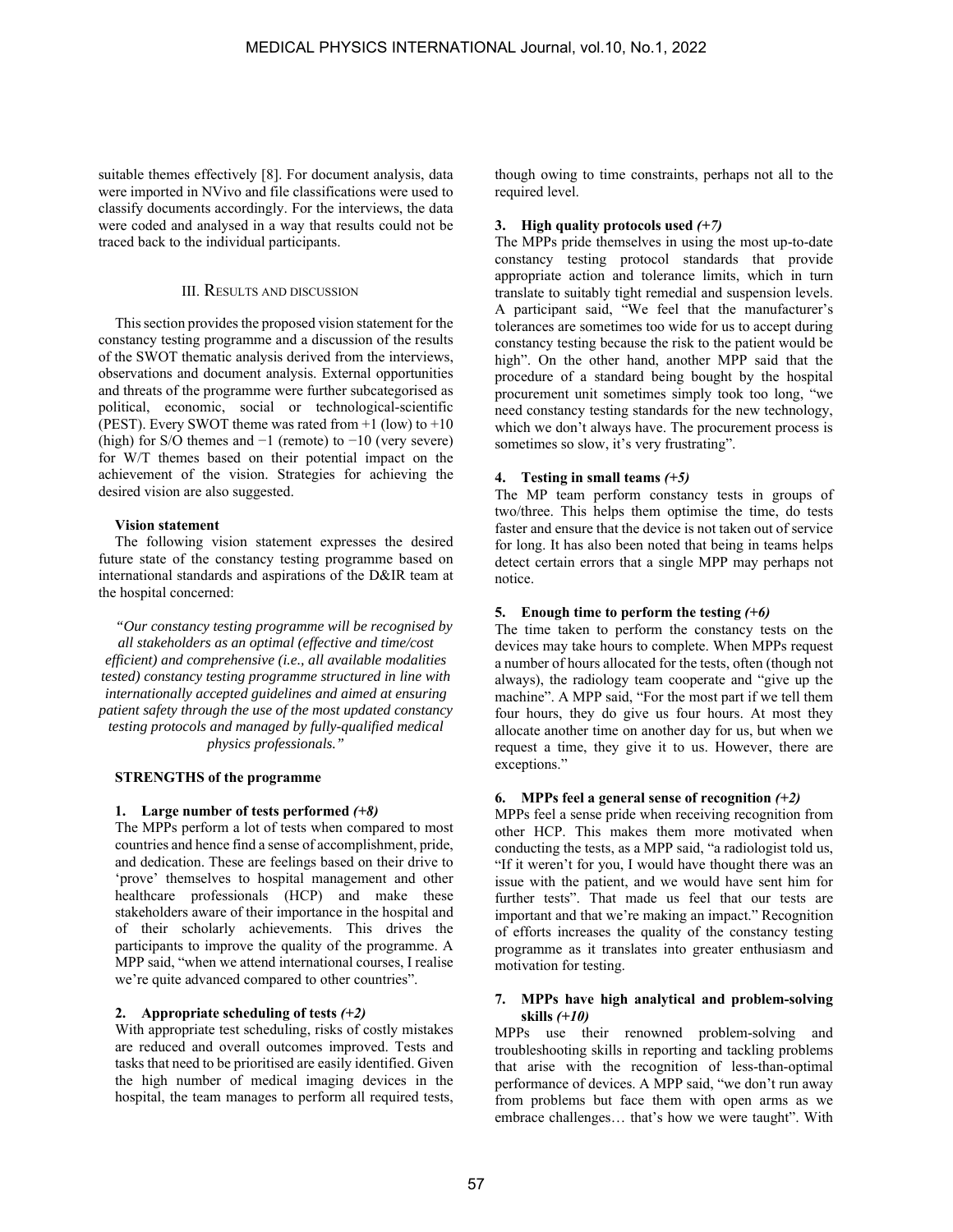suitable themes effectively [8]. For document analysis, data were imported in NVivo and file classifications were used to classify documents accordingly. For the interviews, the data were coded and analysed in a way that results could not be traced back to the individual participants.

## III. RESULTS AND DISCUSSION

This section provides the proposed vision statement for the constancy testing programme and a discussion of the results of the SWOT thematic analysis derived from the interviews, observations and document analysis. External opportunities and threats of the programme were further subcategorised as political, economic, social or technological-scientific (PEST). Every SWOT theme was rated from +1 (low) to +10 (high) for S/O themes and −1 (remote) to −10 (very severe) for W/T themes based on their potential impact on the achievement of the vision. Strategies for achieving the desired vision are also suggested.

**Vision statement**

The following vision statement expresses the desired future state of the constancy testing programme based on international standards and aspirations of the D&IR team at the hospital concerned:

*"Our constancy testing programme will be recognised by all stakeholders as an optimal (effective and time/cost efficient) and comprehensive (i.e., all available modalities tested) constancy testing programme structured in line with internationally accepted guidelines and aimed at ensuring patient safety through the use of the most updated constancy testing protocols and managed by fully-qualified medical physics professionals."*

**STRENGTHS of the programme**

**1. Large number of tests performed *(+8)***

The MPPs perform a lot of tests when compared to most countries and hence find a sense of accomplishment, pride, and dedication. These are feelings based on their drive to 'prove' themselves to hospital management and other healthcare professionals (HCP) and make these stakeholders aware of their importance in the hospital and of their scholarly achievements. This drives the participants to improve the quality of the programme. A MPP said, "when we attend international courses, I realise we're quite advanced compared to other countries".

**2. Appropriate scheduling of tests *(+2)***

With appropriate test scheduling, risks of costly mistakes are reduced and overall outcomes improved. Tests and tasks that need to be prioritised are easily identified. Given the high number of medical imaging devices in the hospital, the team manages to perform all required tests, though owing to time constraints, perhaps not all to the required level.

**3. High quality protocols used *(+7)***

The MPPs pride themselves in using the most up-to-date constancy testing protocol standards that provide appropriate action and tolerance limits, which in turn translate to suitably tight remedial and suspension levels. A participant said, "We feel that the manufacturer's tolerances are sometimes too wide for us to accept during constancy testing because the risk to the patient would be high". On the other hand, another MPP said that the procedure of a standard being bought by the hospital procurement unit sometimes simply took too long, "we need constancy testing standards for the new technology, which we don't always have. The procurement process is sometimes so slow, it's very frustrating".

**4. Testing in small teams *(+5)***

The MP team perform constancy tests in groups of two/three. This helps them optimise the time, do tests faster and ensure that the device is not taken out of service for long. It has also been noted that being in teams helps detect certain errors that a single MPP may perhaps not notice.

**5. Enough time to perform the testing *(+6)***

The time taken to perform the constancy tests on the devices may take hours to complete. When MPPs request a number of hours allocated for the tests, often (though not always), the radiology team cooperate and "give up the machine". A MPP said, "For the most part if we tell them four hours, they do give us four hours. At most they allocate another time on another day for us, but when we request a time, they give it to us. However, there are exceptions."

**6. MPPs feel a general sense of recognition *(+2)***

MPPs feel a sense pride when receiving recognition from other HCP. This makes them more motivated when conducting the tests, as a MPP said, "a radiologist told us, "If it weren't for you, I would have thought there was an issue with the patient, and we would have sent him for further tests". That made us feel that our tests are important and that we're making an impact." Recognition of efforts increases the quality of the constancy testing programme as it translates into greater enthusiasm and motivation for testing.

**7. MPPs have high analytical and problem-solving skills *(+10)***

MPPs use their renowned problem-solving and troubleshooting skills in reporting and tackling problems that arise with the recognition of less-than-optimal performance of devices. A MPP said, "we don't run away from problems but face them with open arms as we embrace challenges… that's how we were taught". With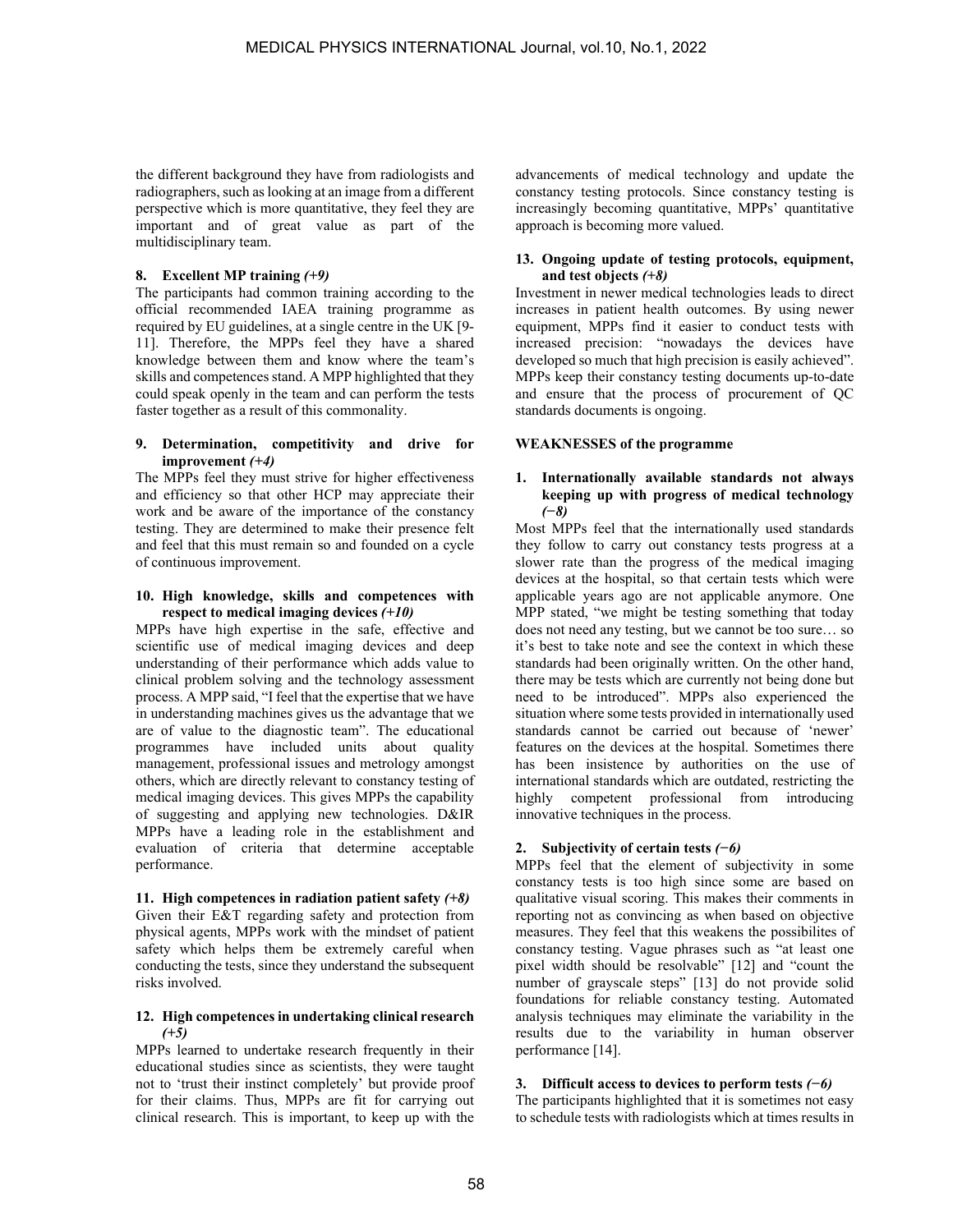the different background they have from radiologists and radiographers, such as looking at an image from a different perspective which is more quantitative, they feel they are important and of great value as part of the multidisciplinary team.

**8. Excellent MP training** ***(+9)***

The participants had common training according to the official recommended IAEA training programme as required by EU guidelines, at a single centre in the UK [9-11]. Therefore, the MPPs feel they have a shared knowledge between them and know where the team's skills and competences stand. A MPP highlighted that they could speak openly in the team and can perform the tests faster together as a result of this commonality.

**9. Determination, competitivity and drive for improvement** ***(+4)***

The MPPs feel they must strive for higher effectiveness and efficiency so that other HCP may appreciate their work and be aware of the importance of the constancy testing. They are determined to make their presence felt and feel that this must remain so and founded on a cycle of continuous improvement.

**10. High knowledge, skills and competences with respect to medical imaging devices** ***(+10)***

MPPs have high expertise in the safe, effective and scientific use of medical imaging devices and deep understanding of their performance which adds value to clinical problem solving and the technology assessment process. A MPP said, "I feel that the expertise that we have in understanding machines gives us the advantage that we are of value to the diagnostic team". The educational programmes have included units about quality management, professional issues and metrology amongst others, which are directly relevant to constancy testing of medical imaging devices. This gives MPPs the capability of suggesting and applying new technologies. D&IR MPPs have a leading role in the establishment and evaluation of criteria that determine acceptable performance.

**11. High competences in radiation patient safety** ***(+8)***

Given their E&T regarding safety and protection from physical agents, MPPs work with the mindset of patient safety which helps them be extremely careful when conducting the tests, since they understand the subsequent risks involved.

**12. High competences in undertaking clinical research** ***(+5)***

MPPs learned to undertake research frequently in their educational studies since as scientists, they were taught not to 'trust their instinct completely' but provide proof for their claims. Thus, MPPs are fit for carrying out clinical research. This is important, to keep up with the advancements of medical technology and update the constancy testing protocols. Since constancy testing is increasingly becoming quantitative, MPPs' quantitative approach is becoming more valued.

**13. Ongoing update of testing protocols, equipment, and test objects** ***(+8)***

Investment in newer medical technologies leads to direct increases in patient health outcomes. By using newer equipment, MPPs find it easier to conduct tests with increased precision: "nowadays the devices have developed so much that high precision is easily achieved". MPPs keep their constancy testing documents up-to-date and ensure that the process of procurement of QC standards documents is ongoing.

**WEAKNESSES of the programme**

**1. Internationally available standards not always keeping up with progress of medical technology** ***(−8)***

Most MPPs feel that the internationally used standards they follow to carry out constancy tests progress at a slower rate than the progress of the medical imaging devices at the hospital, so that certain tests which were applicable years ago are not applicable anymore. One MPP stated, "we might be testing something that today does not need any testing, but we cannot be too sure… so it's best to take note and see the context in which these standards had been originally written. On the other hand, there may be tests which are currently not being done but need to be introduced". MPPs also experienced the situation where some tests provided in internationally used standards cannot be carried out because of 'newer' features on the devices at the hospital. Sometimes there has been insistence by authorities on the use of international standards which are outdated, restricting the highly competent professional from introducing innovative techniques in the process.

**2. Subjectivity of certain tests** ***(−6)***

MPPs feel that the element of subjectivity in some constancy tests is too high since some are based on qualitative visual scoring. This makes their comments in reporting not as convincing as when based on objective measures. They feel that this weakens the possibilites of constancy testing. Vague phrases such as "at least one pixel width should be resolvable" [12] and "count the number of grayscale steps" [13] do not provide solid foundations for reliable constancy testing. Automated analysis techniques may eliminate the variability in the results due to the variability in human observer performance [14].

**3. Difficult access to devices to perform tests** ***(−6)***

The participants highlighted that it is sometimes not easy to schedule tests with radiologists which at times results in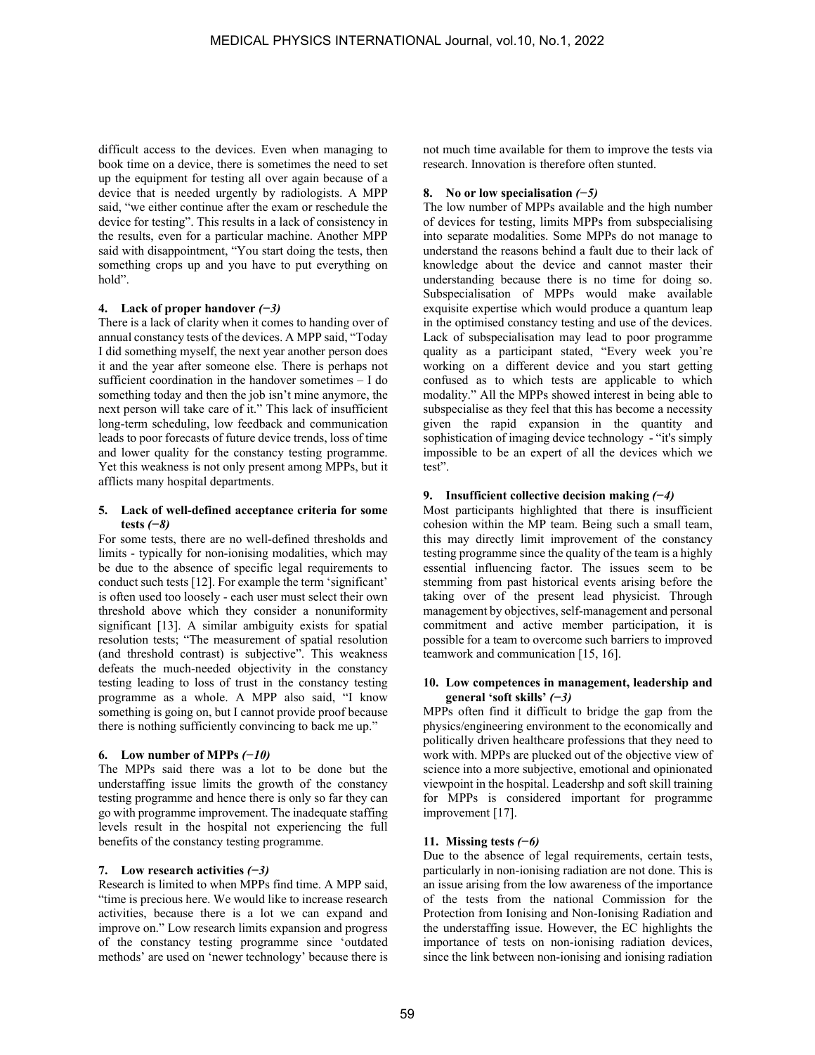difficult access to the devices. Even when managing to book time on a device, there is sometimes the need to set up the equipment for testing all over again because of a device that is needed urgently by radiologists. A MPP said, "we either continue after the exam or reschedule the device for testing". This results in a lack of consistency in the results, even for a particular machine. Another MPP said with disappointment, "You start doing the tests, then something crops up and you have to put everything on hold".

#### 4. Lack of proper handover *(−3)*

There is a lack of clarity when it comes to handing over of annual constancy tests of the devices. A MPP said, "Today I did something myself, the next year another person does it and the year after someone else. There is perhaps not sufficient coordination in the handover sometimes – I do something today and then the job isn't mine anymore, the next person will take care of it." This lack of insufficient long-term scheduling, low feedback and communication leads to poor forecasts of future device trends, loss of time and lower quality for the constancy testing programme. Yet this weakness is not only present among MPPs, but it afflicts many hospital departments.

#### 5. Lack of well-defined acceptance criteria for some tests *(−8)*

For some tests, there are no well-defined thresholds and limits - typically for non-ionising modalities, which may be due to the absence of specific legal requirements to conduct such tests [12]. For example the term 'significant' is often used too loosely - each user must select their own threshold above which they consider a nonuniformity significant [13]. A similar ambiguity exists for spatial resolution tests; "The measurement of spatial resolution (and threshold contrast) is subjective". This weakness defeats the much-needed objectivity in the constancy testing leading to loss of trust in the constancy testing programme as a whole. A MPP also said, "I know something is going on, but I cannot provide proof because there is nothing sufficiently convincing to back me up."

#### 6. Low number of MPPs *(−10)*

The MPPs said there was a lot to be done but the understaffing issue limits the growth of the constancy testing programme and hence there is only so far they can go with programme improvement. The inadequate staffing levels result in the hospital not experiencing the full benefits of the constancy testing programme.

#### 7. Low research activities *(−3)*

Research is limited to when MPPs find time. A MPP said, "time is precious here. We would like to increase research activities, because there is a lot we can expand and improve on." Low research limits expansion and progress of the constancy testing programme since 'outdated methods' are used on 'newer technology' because there is not much time available for them to improve the tests via research. Innovation is therefore often stunted.

#### 8. No or low specialisation *(−5)*

The low number of MPPs available and the high number of devices for testing, limits MPPs from subspecialising into separate modalities. Some MPPs do not manage to understand the reasons behind a fault due to their lack of knowledge about the device and cannot master their understanding because there is no time for doing so. Subspecialisation of MPPs would make available exquisite expertise which would produce a quantum leap in the optimised constancy testing and use of the devices. Lack of subspecialisation may lead to poor programme quality as a participant stated, "Every week you're working on a different device and you start getting confused as to which tests are applicable to which modality." All the MPPs showed interest in being able to subspecialise as they feel that this has become a necessity given the rapid expansion in the quantity and sophistication of imaging device technology - "it's simply impossible to be an expert of all the devices which we test".

#### 9. Insufficient collective decision making *(−4)*

Most participants highlighted that there is insufficient cohesion within the MP team. Being such a small team, this may directly limit improvement of the constancy testing programme since the quality of the team is a highly essential influencing factor. The issues seem to be stemming from past historical events arising before the taking over of the present lead physicist. Through management by objectives, self-management and personal commitment and active member participation, it is possible for a team to overcome such barriers to improved teamwork and communication [15, 16].

#### 10. Low competences in management, leadership and general 'soft skills' *(−3)*

MPPs often find it difficult to bridge the gap from the physics/engineering environment to the economically and politically driven healthcare professions that they need to work with. MPPs are plucked out of the objective view of science into a more subjective, emotional and opinionated viewpoint in the hospital. Leadershp and soft skill training for MPPs is considered important for programme improvement [17].

#### 11. Missing tests *(−6)*

Due to the absence of legal requirements, certain tests, particularly in non-ionising radiation are not done. This is an issue arising from the low awareness of the importance of the tests from the national Commission for the Protection from Ionising and Non-Ionising Radiation and the understaffing issue. However, the EC highlights the importance of tests on non-ionising radiation devices, since the link between non-ionising and ionising radiation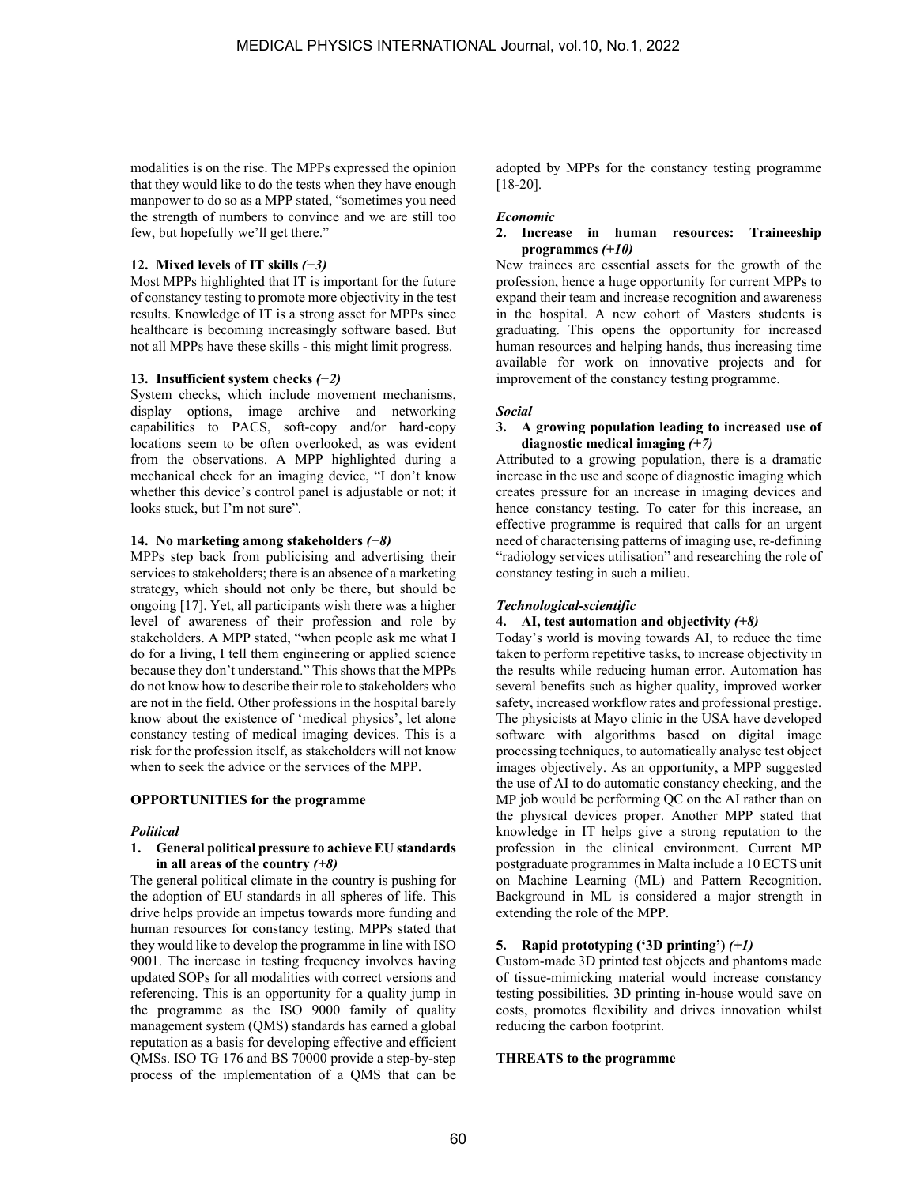modalities is on the rise. The MPPs expressed the opinion that they would like to do the tests when they have enough manpower to do so as a MPP stated, "sometimes you need the strength of numbers to convince and we are still too few, but hopefully we'll get there."

**12. Mixed levels of IT skills** ***(−3)***

Most MPPs highlighted that IT is important for the future of constancy testing to promote more objectivity in the test results. Knowledge of IT is a strong asset for MPPs since healthcare is becoming increasingly software based. But not all MPPs have these skills - this might limit progress.

**13. Insufficient system checks** ***(−2)***

System checks, which include movement mechanisms, display options, image archive and networking capabilities to PACS, soft-copy and/or hard-copy locations seem to be often overlooked, as was evident from the observations. A MPP highlighted during a mechanical check for an imaging device, "I don't know whether this device's control panel is adjustable or not; it looks stuck, but I'm not sure".

**14. No marketing among stakeholders** ***(−8)***

MPPs step back from publicising and advertising their services to stakeholders; there is an absence of a marketing strategy, which should not only be there, but should be ongoing [17]. Yet, all participants wish there was a higher level of awareness of their profession and role by stakeholders. A MPP stated, "when people ask me what I do for a living, I tell them engineering or applied science because they don't understand." This shows that the MPPs do not know how to describe their role to stakeholders who are not in the field. Other professions in the hospital barely know about the existence of 'medical physics', let alone constancy testing of medical imaging devices. This is a risk for the profession itself, as stakeholders will not know when to seek the advice or the services of the MPP.

**OPPORTUNITIES for the programme**

***Political***

**1. General political pressure to achieve EU standards in all areas of the country** ***(+8)***

The general political climate in the country is pushing for the adoption of EU standards in all spheres of life. This drive helps provide an impetus towards more funding and human resources for constancy testing. MPPs stated that they would like to develop the programme in line with ISO 9001. The increase in testing frequency involves having updated SOPs for all modalities with correct versions and referencing. This is an opportunity for a quality jump in the programme as the ISO 9000 family of quality management system (QMS) standards has earned a global reputation as a basis for developing effective and efficient QMSs. ISO TG 176 and BS 70000 provide a step-by-step process of the implementation of a QMS that can be adopted by MPPs for the constancy testing programme [18-20].

***Economic***

**2. Increase in human resources: Traineeship programmes** ***(+10)***

New trainees are essential assets for the growth of the profession, hence a huge opportunity for current MPPs to expand their team and increase recognition and awareness in the hospital. A new cohort of Masters students is graduating. This opens the opportunity for increased human resources and helping hands, thus increasing time available for work on innovative projects and for improvement of the constancy testing programme.

***Social***

**3. A growing population leading to increased use of diagnostic medical imaging** ***(+7)***

Attributed to a growing population, there is a dramatic increase in the use and scope of diagnostic imaging which creates pressure for an increase in imaging devices and hence constancy testing. To cater for this increase, an effective programme is required that calls for an urgent need of characterising patterns of imaging use, re-defining "radiology services utilisation" and researching the role of constancy testing in such a milieu.

***Technological-scientific***

**4. AI, test automation and objectivity** ***(+8)***

Today's world is moving towards AI, to reduce the time taken to perform repetitive tasks, to increase objectivity in the results while reducing human error. Automation has several benefits such as higher quality, improved worker safety, increased workflow rates and professional prestige. The physicists at Mayo clinic in the USA have developed software with algorithms based on digital image processing techniques, to automatically analyse test object images objectively. As an opportunity, a MPP suggested the use of AI to do automatic constancy checking, and the MP job would be performing QC on the AI rather than on the physical devices proper. Another MPP stated that knowledge in IT helps give a strong reputation to the profession in the clinical environment. Current MP postgraduate programmes in Malta include a 10 ECTS unit on Machine Learning (ML) and Pattern Recognition. Background in ML is considered a major strength in extending the role of the MPP.

**5. Rapid prototyping ('3D printing')** ***(+1)***

Custom-made 3D printed test objects and phantoms made of tissue-mimicking material would increase constancy testing possibilities. 3D printing in-house would save on costs, promotes flexibility and drives innovation whilst reducing the carbon footprint.

**THREATS to the programme**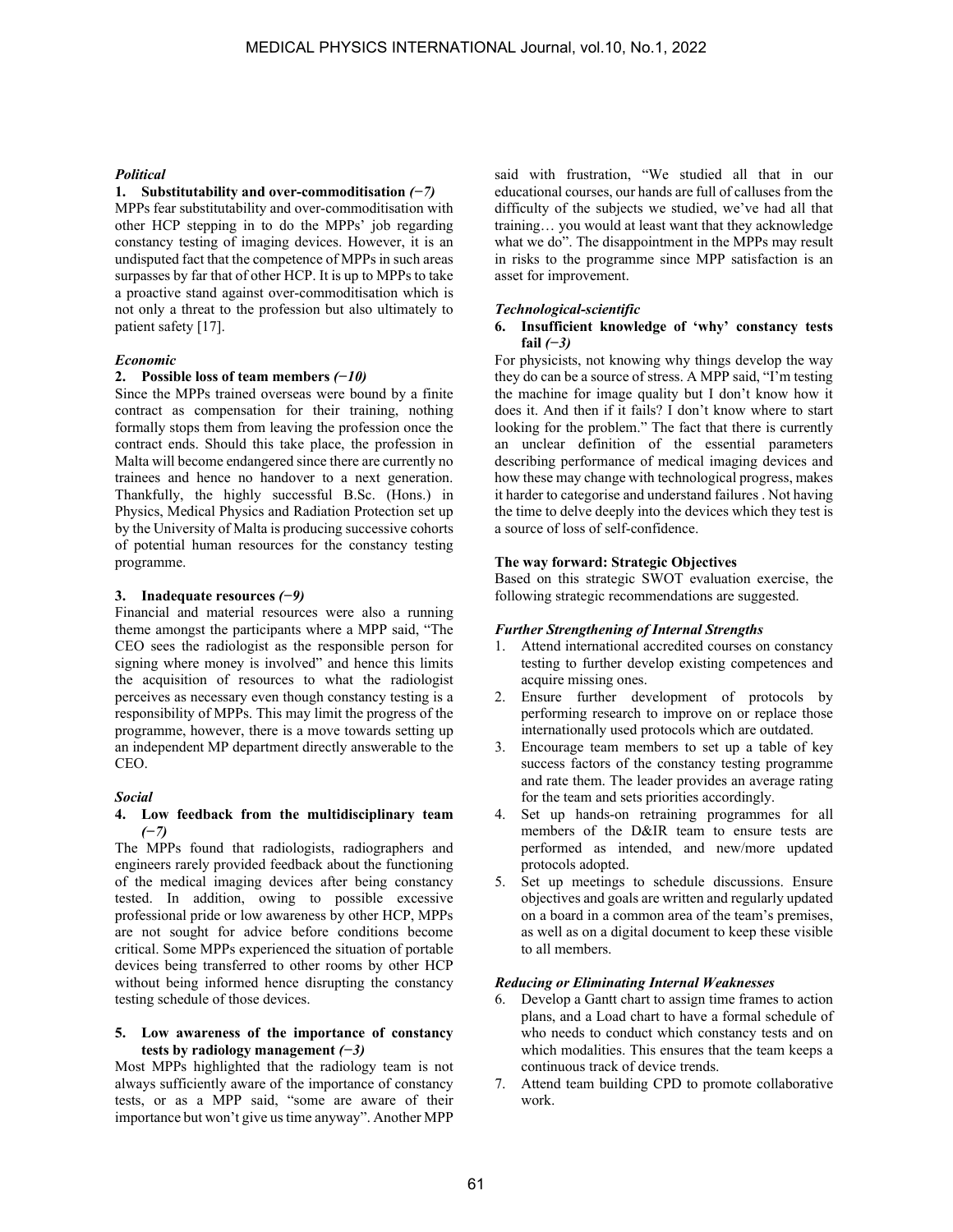*Political*

**1. Substitutability and over-commoditisation** ***(−7)***

MPPs fear substitutability and over-commoditisation with other HCP stepping in to do the MPPs' job regarding constancy testing of imaging devices. However, it is an undisputed fact that the competence of MPPs in such areas surpasses by far that of other HCP. It is up to MPPs to take a proactive stand against over-commoditisation which is not only a threat to the profession but also ultimately to patient safety [17].

*Economic*

**2. Possible loss of team members** ***(−10)***

Since the MPPs trained overseas were bound by a finite contract as compensation for their training, nothing formally stops them from leaving the profession once the contract ends. Should this take place, the profession in Malta will become endangered since there are currently no trainees and hence no handover to a next generation. Thankfully, the highly successful B.Sc. (Hons.) in Physics, Medical Physics and Radiation Protection set up by the University of Malta is producing successive cohorts of potential human resources for the constancy testing programme.

**3. Inadequate resources** ***(−9)***

Financial and material resources were also a running theme amongst the participants where a MPP said, "The CEO sees the radiologist as the responsible person for signing where money is involved" and hence this limits the acquisition of resources to what the radiologist perceives as necessary even though constancy testing is a responsibility of MPPs. This may limit the progress of the programme, however, there is a move towards setting up an independent MP department directly answerable to the CEO.

*Social*

**4. Low feedback from the multidisciplinary team** ***(−7)***

The MPPs found that radiologists, radiographers and engineers rarely provided feedback about the functioning of the medical imaging devices after being constancy tested. In addition, owing to possible excessive professional pride or low awareness by other HCP, MPPs are not sought for advice before conditions become critical. Some MPPs experienced the situation of portable devices being transferred to other rooms by other HCP without being informed hence disrupting the constancy testing schedule of those devices.

**5. Low awareness of the importance of constancy tests by radiology management** ***(−3)***

Most MPPs highlighted that the radiology team is not always sufficiently aware of the importance of constancy tests, or as a MPP said, "some are aware of their importance but won't give us time anyway". Another MPP said with frustration, "We studied all that in our educational courses, our hands are full of calluses from the difficulty of the subjects we studied, we've had all that training… you would at least want that they acknowledge what we do". The disappointment in the MPPs may result in risks to the programme since MPP satisfaction is an asset for improvement.

*Technological-scientific*

**6. Insufficient knowledge of 'why' constancy tests fail** ***(−3)***

For physicists, not knowing why things develop the way they do can be a source of stress. A MPP said, "I'm testing the machine for image quality but I don't know how it does it. And then if it fails? I don't know where to start looking for the problem." The fact that there is currently an unclear definition of the essential parameters describing performance of medical imaging devices and how these may change with technological progress, makes it harder to categorise and understand failures . Not having the time to delve deeply into the devices which they test is a source of loss of self-confidence.

**The way forward: Strategic Objectives**

Based on this strategic SWOT evaluation exercise, the following strategic recommendations are suggested.

***Further Strengthening of Internal Strengths***

1. Attend international accredited courses on constancy testing to further develop existing competences and acquire missing ones.
2. Ensure further development of protocols by performing research to improve on or replace those internationally used protocols which are outdated.
3. Encourage team members to set up a table of key success factors of the constancy testing programme and rate them. The leader provides an average rating for the team and sets priorities accordingly.
4. Set up hands-on retraining programmes for all members of the D&IR team to ensure tests are performed as intended, and new/more updated protocols adopted.
5. Set up meetings to schedule discussions. Ensure objectives and goals are written and regularly updated on a board in a common area of the team's premises, as well as on a digital document to keep these visible to all members.

***Reducing or Eliminating Internal Weaknesses***

6. Develop a Gantt chart to assign time frames to action plans, and a Load chart to have a formal schedule of who needs to conduct which constancy tests and on which modalities. This ensures that the team keeps a continuous track of device trends.
7. Attend team building CPD to promote collaborative work.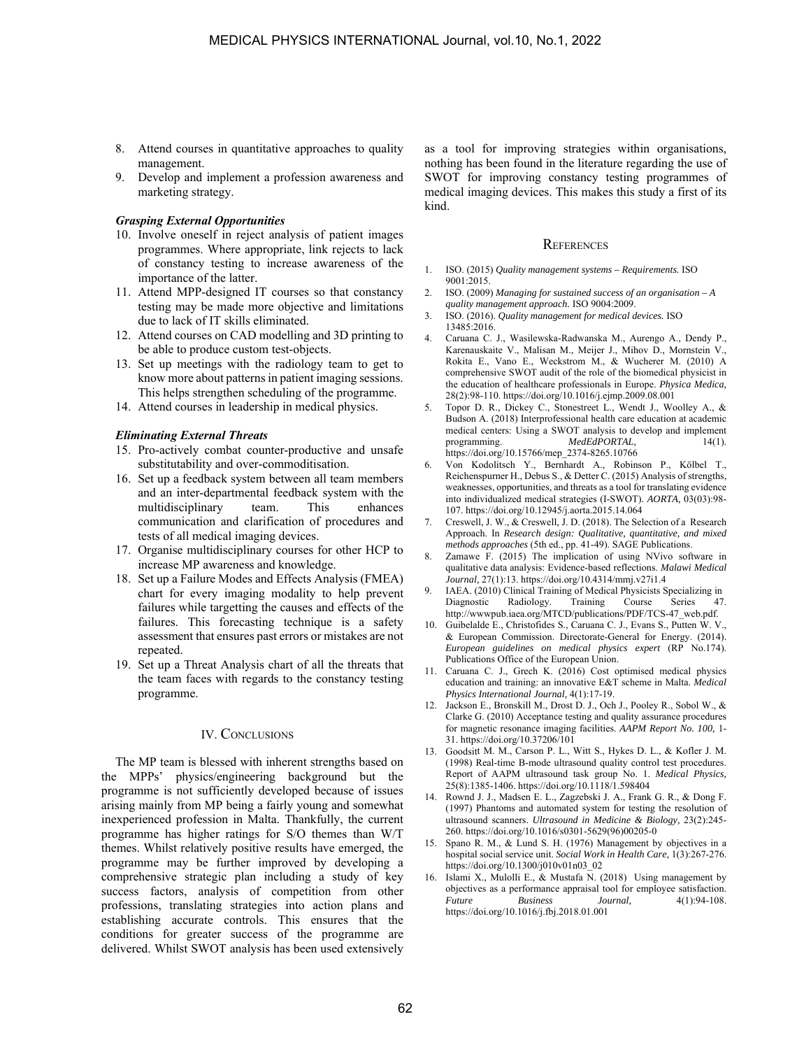8. Attend courses in quantitative approaches to quality management.
9. Develop and implement a profession awareness and marketing strategy.

***Grasping External Opportunities***

10. Involve oneself in reject analysis of patient images programmes. Where appropriate, link rejects to lack of constancy testing to increase awareness of the importance of the latter.
11. Attend MPP-designed IT courses so that constancy testing may be made more objective and limitations due to lack of IT skills eliminated.
12. Attend courses on CAD modelling and 3D printing to be able to produce custom test-objects.
13. Set up meetings with the radiology team to get to know more about patterns in patient imaging sessions. This helps strengthen scheduling of the programme.
14. Attend courses in leadership in medical physics.

***Eliminating External Threats***

15. Pro-actively combat counter-productive and unsafe substitutability and over-commoditisation.
16. Set up a feedback system between all team members and an inter-departmental feedback system with the multidisciplinary team. This enhances communication and clarification of procedures and tests of all medical imaging devices.
17. Organise multidisciplinary courses for other HCP to increase MP awareness and knowledge.
18. Set up a Failure Modes and Effects Analysis (FMEA) chart for every imaging modality to help prevent failures while targetting the causes and effects of the failures. This forecasting technique is a safety assessment that ensures past errors or mistakes are not repeated.
19. Set up a Threat Analysis chart of all the threats that the team faces with regards to the constancy testing programme.

## IV. Conclusions

The MP team is blessed with inherent strengths based on the MPPs' physics/engineering background but the programme is not sufficiently developed because of issues arising mainly from MP being a fairly young and somewhat inexperienced profession in Malta. Thankfully, the current programme has higher ratings for S/O themes than W/T themes. Whilst relatively positive results have emerged, the programme may be further improved by developing a comprehensive strategic plan including a study of key success factors, analysis of competition from other professions, translating strategies into action plans and establishing accurate controls. This ensures that the conditions for greater success of the programme are delivered. Whilst SWOT analysis has been used extensively as a tool for improving strategies within organisations, nothing has been found in the literature regarding the use of SWOT for improving constancy testing programmes of medical imaging devices. This makes this study a first of its kind.

## References

1. ISO. (2015) *Quality management systems – Requirements.* ISO 9001:2015.
2. ISO. (2009) *Managing for sustained success of an organisation – A quality management approach.* ISO 9004:2009.
3. ISO. (2016). *Quality management for medical devices.* ISO 13485:2016.
4. Caruana C. J., Wasilewska-Radwanska M., Aurengo A., Dendy P., Karenauskaite V., Malisan M., Meijer J., Mihov D., Mornstein V., Rokita E., Vano E., Weckstrom M., & Wucherer M. (2010) A comprehensive SWOT audit of the role of the biomedical physicist in the education of healthcare professionals in Europe. *Physica Medica,* 28(2):98-110. https://doi.org/10.1016/j.ejmp.2009.08.001
5. Topor D. R., Dickey C., Stonestreet L., Wendt J., Woolley A., & Budson A. (2018) Interprofessional health care education at academic medical centers: Using a SWOT analysis to develop and implement programming. *MedEdPORTAL,* 14(1). https://doi.org/10.15766/mep_2374-8265.10766
6. Von Kodolitsch Y., Bernhardt A., Robinson P., Kölbel T., Reichenspurner H., Debus S., & Detter C. (2015) Analysis of strengths, weaknesses, opportunities, and threats as a tool for translating evidence into individualized medical strategies (I-SWOT). *AORTA,* 03(03):98-107. https://doi.org/10.12945/j.aorta.2015.14.064
7. Creswell, J. W., & Creswell, J. D. (2018). The Selection of a Research Approach. In *Research design: Qualitative, quantitative, and mixed methods approaches* (5th ed., pp. 41-49). SAGE Publications.
8. Zamawe F. (2015) The implication of using NVivo software in qualitative data analysis: Evidence-based reflections. *Malawi Medical Journal,* 27(1):13. https://doi.org/10.4314/mmj.v27i1.4
9. IAEA. (2010) Clinical Training of Medical Physicists Specializing in Diagnostic Radiology. Training Course Series 47. http://wwwpub.iaea.org/MTCD/publications/PDF/TCS-47_web.pdf.
10. Guibelalde E., Christofides S., Caruana C. J., Evans S., Putten W. V., & European Commission. Directorate-General for Energy. (2014). *European guidelines on medical physics expert* (RP No.174). Publications Office of the European Union.
11. Caruana C. J., Grech K. (2016) Cost optimised medical physics education and training: an innovative E&T scheme in Malta. *Medical Physics International Journal,* 4(1):17-19.
12. Jackson E., Bronskill M., Drost D. J., Och J., Pooley R., Sobol W., & Clarke G. (2010) Acceptance testing and quality assurance procedures for magnetic resonance imaging facilities. *AAPM Report No. 100,* 1-31. https://doi.org/10.37206/101
13. Goodsitt M. M., Carson P. L., Witt S., Hykes D. L., & Kofler J. M. (1998) Real-time B-mode ultrasound quality control test procedures. Report of AAPM ultrasound task group No. 1. *Medical Physics,* 25(8):1385-1406. https://doi.org/10.1118/1.598404
14. Rownd J. J., Madsen E. L., Zagzebski J. A., Frank G. R., & Dong F. (1997) Phantoms and automated system for testing the resolution of ultrasound scanners. *Ultrasound in Medicine & Biology,* 23(2):245-260. https://doi.org/10.1016/s0301-5629(96)00205-0
15. Spano R. M., & Lund S. H. (1976) Management by objectives in a hospital social service unit. *Social Work in Health Care,* 1(3):267-276. https://doi.org/10.1300/j010v01n03_02
16. Islami X., Mulolli E., & Mustafa N. (2018) Using management by objectives as a performance appraisal tool for employee satisfaction. *Future Business Journal,* 4(1):94-108. https://doi.org/10.1016/j.fbj.2018.01.001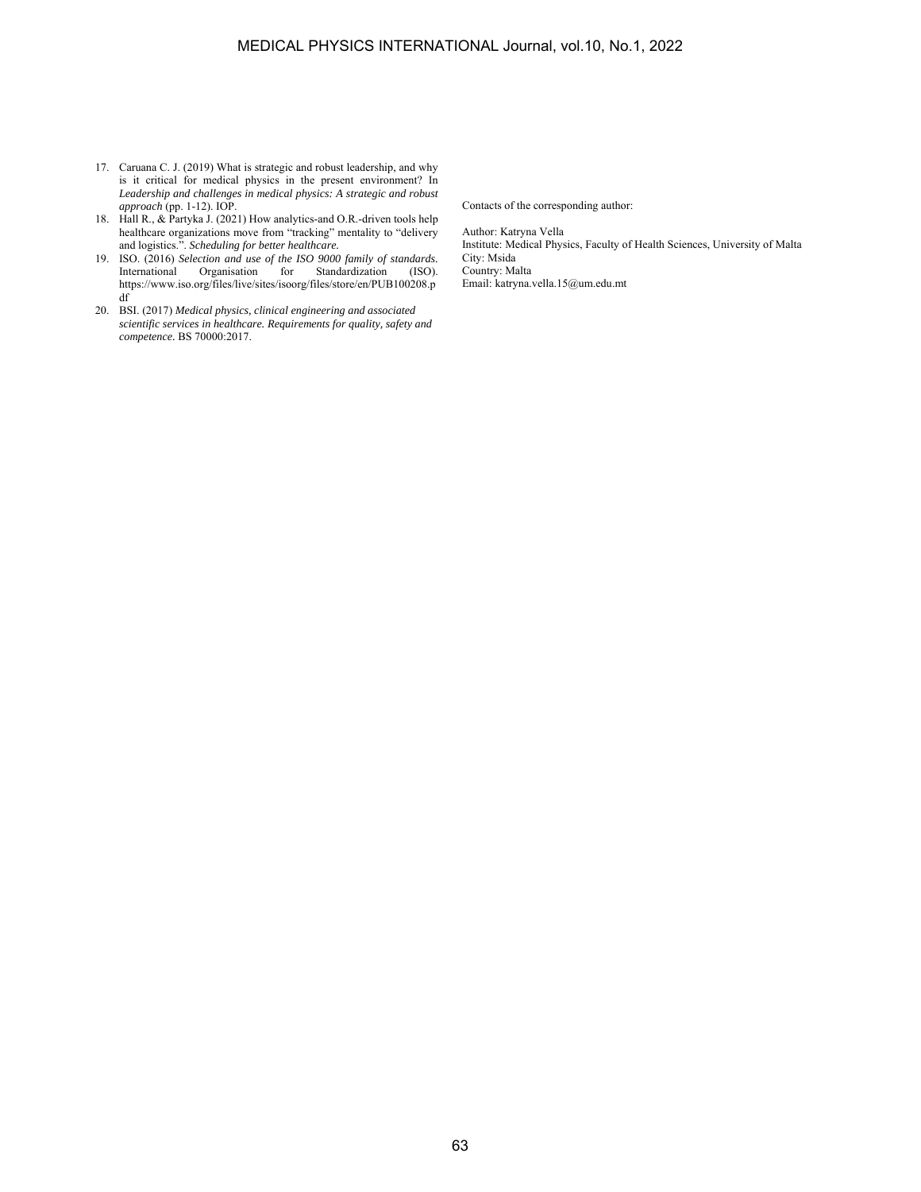17. Caruana C. J. (2019) What is strategic and robust leadership, and why is it critical for medical physics in the present environment? In *Leadership and challenges in medical physics: A strategic and robust approach* (pp. 1-12). IOP.
18. Hall R., & Partyka J. (2021) How analytics-and O.R.-driven tools help healthcare organizations move from "tracking" mentality to "delivery and logistics.". *Scheduling for better healthcare.*
19. ISO. (2016) *Selection and use of the ISO 9000 family of standards.* International Organisation for Standardization (ISO). https://www.iso.org/files/live/sites/isoorg/files/store/en/PUB100208.pdf
20. BSI. (2017) *Medical physics, clinical engineering and associated scientific services in healthcare. Requirements for quality, safety and competence.* BS 70000:2017.

Contacts of the corresponding author:

Author: Katryna Vella
Institute: Medical Physics, Faculty of Health Sciences, University of Malta
City: Msida
Country: Malta
Email: katryna.vella.15@um.edu.mt